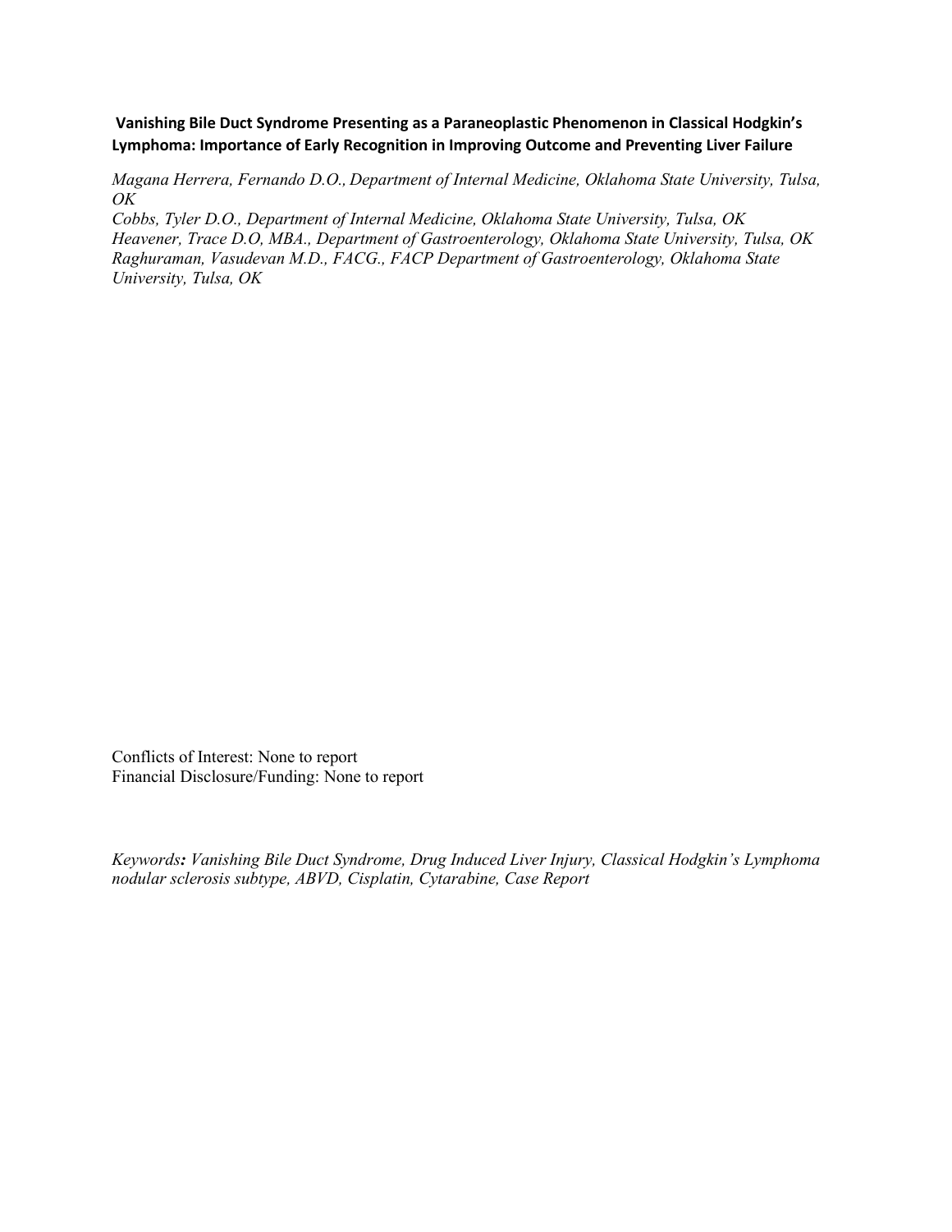**Vanishing Bile Duct Syndrome Presenting as a Paraneoplastic Phenomenon in Classical Hodgkin's Lymphoma: Importance of Early Recognition in Improving Outcome and Preventing Liver Failure**

*Magana Herrera, Fernando D.O., Department of Internal Medicine, Oklahoma State University, Tulsa, OK*

*Cobbs, Tyler D.O., Department of Internal Medicine, Oklahoma State University, Tulsa, OK*

*Heavener, Trace D.O, MBA., Department of Gastroenterology, Oklahoma State University, Tulsa, OK*

*Raghuraman, Vasudevan M.D., FACG., FACP Department of Gastroenterology, Oklahoma State University, Tulsa, OK*

Conflicts of Interest: None to report

Financial Disclosure/Funding: None to report

*Keywords**:** Vanishing Bile Duct Syndrome, Drug Induced Liver Injury, Classical Hodgkin's Lymphoma nodular sclerosis subtype, ABVD, Cisplatin, Cytarabine, Case Report*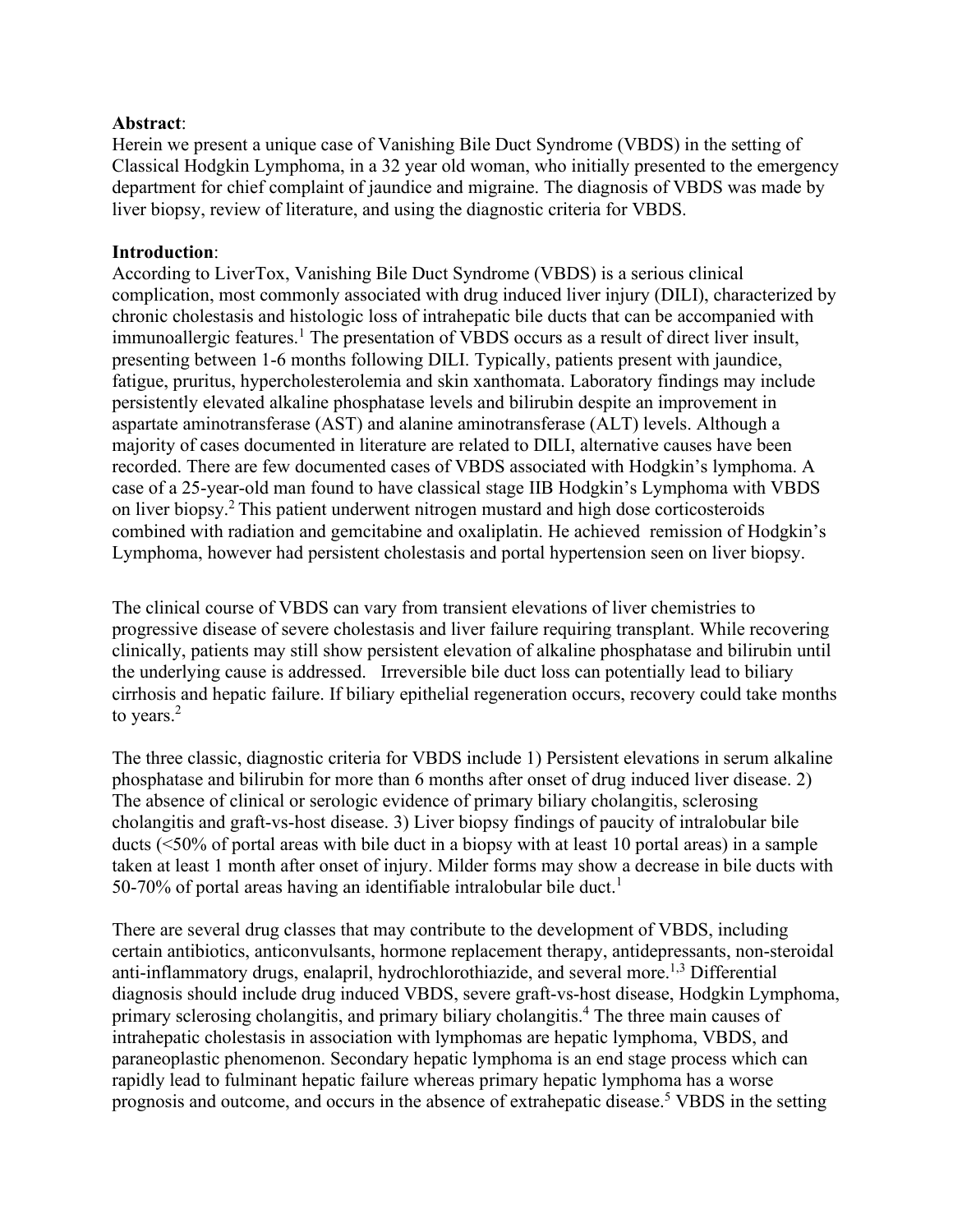**Abstract**:

Herein we present a unique case of Vanishing Bile Duct Syndrome (VBDS) in the setting of Classical Hodgkin Lymphoma, in a 32 year old woman, who initially presented to the emergency department for chief complaint of jaundice and migraine. The diagnosis of VBDS was made by liver biopsy, review of literature, and using the diagnostic criteria for VBDS.

**Introduction**:

According to LiverTox, Vanishing Bile Duct Syndrome (VBDS) is a serious clinical complication, most commonly associated with drug induced liver injury (DILI), characterized by chronic cholestasis and histologic loss of intrahepatic bile ducts that can be accompanied with immunoallergic features.[1] The presentation of VBDS occurs as a result of direct liver insult, presenting between 1-6 months following DILI. Typically, patients present with jaundice, fatigue, pruritus, hypercholesterolemia and skin xanthomata. Laboratory findings may include persistently elevated alkaline phosphatase levels and bilirubin despite an improvement in aspartate aminotransferase (AST) and alanine aminotransferase (ALT) levels. Although a majority of cases documented in literature are related to DILI, alternative causes have been recorded. There are few documented cases of VBDS associated with Hodgkin's lymphoma. A case of a 25-year-old man found to have classical stage IIB Hodgkin's Lymphoma with VBDS on liver biopsy.[2] This patient underwent nitrogen mustard and high dose corticosteroids combined with radiation and gemcitabine and oxaliplatin. He achieved remission of Hodgkin's Lymphoma, however had persistent cholestasis and portal hypertension seen on liver biopsy.

The clinical course of VBDS can vary from transient elevations of liver chemistries to progressive disease of severe cholestasis and liver failure requiring transplant. While recovering clinically, patients may still show persistent elevation of alkaline phosphatase and bilirubin until the underlying cause is addressed. Irreversible bile duct loss can potentially lead to biliary cirrhosis and hepatic failure. If biliary epithelial regeneration occurs, recovery could take months to years.[2]

The three classic, diagnostic criteria for VBDS include 1) Persistent elevations in serum alkaline phosphatase and bilirubin for more than 6 months after onset of drug induced liver disease. 2) The absence of clinical or serologic evidence of primary biliary cholangitis, sclerosing cholangitis and graft-vs-host disease. 3) Liver biopsy findings of paucity of intralobular bile ducts (<50% of portal areas with bile duct in a biopsy with at least 10 portal areas) in a sample taken at least 1 month after onset of injury. Milder forms may show a decrease in bile ducts with 50-70% of portal areas having an identifiable intralobular bile duct.[1]

There are several drug classes that may contribute to the development of VBDS, including certain antibiotics, anticonvulsants, hormone replacement therapy, antidepressants, non-steroidal anti-inflammatory drugs, enalapril, hydrochlorothiazide, and several more.[1,3] Differential diagnosis should include drug induced VBDS, severe graft-vs-host disease, Hodgkin Lymphoma, primary sclerosing cholangitis, and primary biliary cholangitis.[4] The three main causes of intrahepatic cholestasis in association with lymphomas are hepatic lymphoma, VBDS, and paraneoplastic phenomenon. Secondary hepatic lymphoma is an end stage process which can rapidly lead to fulminant hepatic failure whereas primary hepatic lymphoma has a worse prognosis and outcome, and occurs in the absence of extrahepatic disease.[5] VBDS in the setting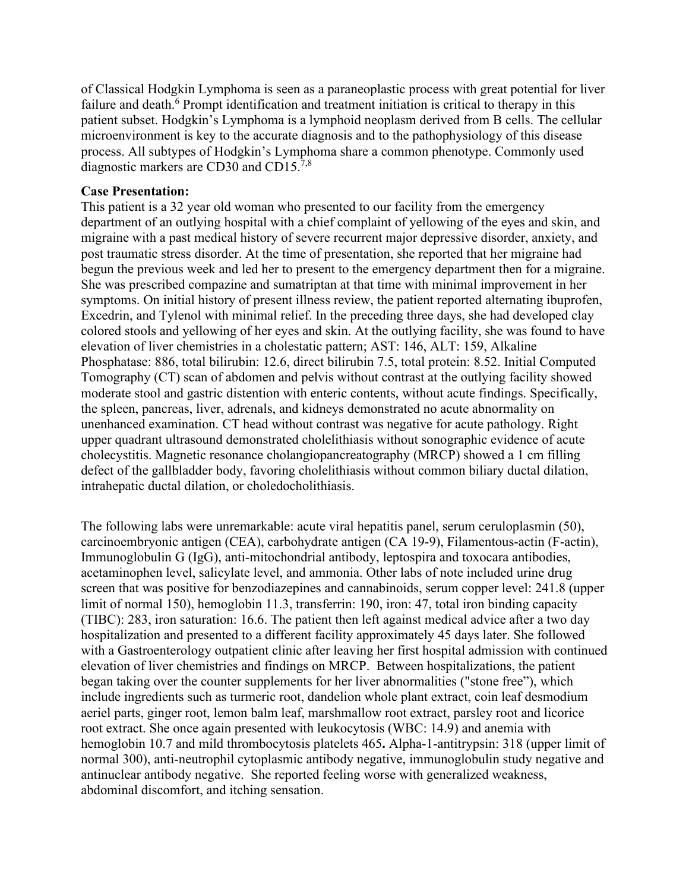of Classical Hodgkin Lymphoma is seen as a paraneoplastic process with great potential for liver failure and death.[6] Prompt identification and treatment initiation is critical to therapy in this patient subset. Hodgkin's Lymphoma is a lymphoid neoplasm derived from B cells. The cellular microenvironment is key to the accurate diagnosis and to the pathophysiology of this disease process. All subtypes of Hodgkin's Lymphoma share a common phenotype. Commonly used diagnostic markers are CD30 and CD15.[7,8]

**Case Presentation:**

This patient is a 32 year old woman who presented to our facility from the emergency department of an outlying hospital with a chief complaint of yellowing of the eyes and skin, and migraine with a past medical history of severe recurrent major depressive disorder, anxiety, and post traumatic stress disorder. At the time of presentation, she reported that her migraine had begun the previous week and led her to present to the emergency department then for a migraine. She was prescribed compazine and sumatriptan at that time with minimal improvement in her symptoms. On initial history of present illness review, the patient reported alternating ibuprofen, Excedrin, and Tylenol with minimal relief. In the preceding three days, she had developed clay colored stools and yellowing of her eyes and skin. At the outlying facility, she was found to have elevation of liver chemistries in a cholestatic pattern; AST: 146, ALT: 159, Alkaline Phosphatase: 886, total bilirubin: 12.6, direct bilirubin 7.5, total protein: 8.52. Initial Computed Tomography (CT) scan of abdomen and pelvis without contrast at the outlying facility showed moderate stool and gastric distention with enteric contents, without acute findings. Specifically, the spleen, pancreas, liver, adrenals, and kidneys demonstrated no acute abnormality on unenhanced examination. CT head without contrast was negative for acute pathology. Right upper quadrant ultrasound demonstrated cholelithiasis without sonographic evidence of acute cholecystitis. Magnetic resonance cholangiopancreatography (MRCP) showed a 1 cm filling defect of the gallbladder body, favoring cholelithiasis without common biliary ductal dilation, intrahepatic ductal dilation, or choledocholithiasis.

The following labs were unremarkable: acute viral hepatitis panel, serum ceruloplasmin (50), carcinoembryonic antigen (CEA), carbohydrate antigen (CA 19-9), Filamentous-actin (F-actin), Immunoglobulin G (IgG), anti-mitochondrial antibody, leptospira and toxocara antibodies, acetaminophen level, salicylate level, and ammonia. Other labs of note included urine drug screen that was positive for benzodiazepines and cannabinoids, serum copper level: 241.8 (upper limit of normal 150), hemoglobin 11.3, transferrin: 190, iron: 47, total iron binding capacity (TIBC): 283, iron saturation: 16.6. The patient then left against medical advice after a two day hospitalization and presented to a different facility approximately 45 days later. She followed with a Gastroenterology outpatient clinic after leaving her first hospital admission with continued elevation of liver chemistries and findings on MRCP. Between hospitalizations, the patient began taking over the counter supplements for her liver abnormalities ("stone free"), which include ingredients such as turmeric root, dandelion whole plant extract, coin leaf desmodium aeriel parts, ginger root, lemon balm leaf, marshmallow root extract, parsley root and licorice root extract. She once again presented with leukocytosis (WBC: 14.9) and anemia with hemoglobin 10.7 and mild thrombocytosis platelets 465**.** Alpha-1-antitrypsin: 318 (upper limit of normal 300), anti-neutrophil cytoplasmic antibody negative, immunoglobulin study negative and antinuclear antibody negative. She reported feeling worse with generalized weakness, abdominal discomfort, and itching sensation.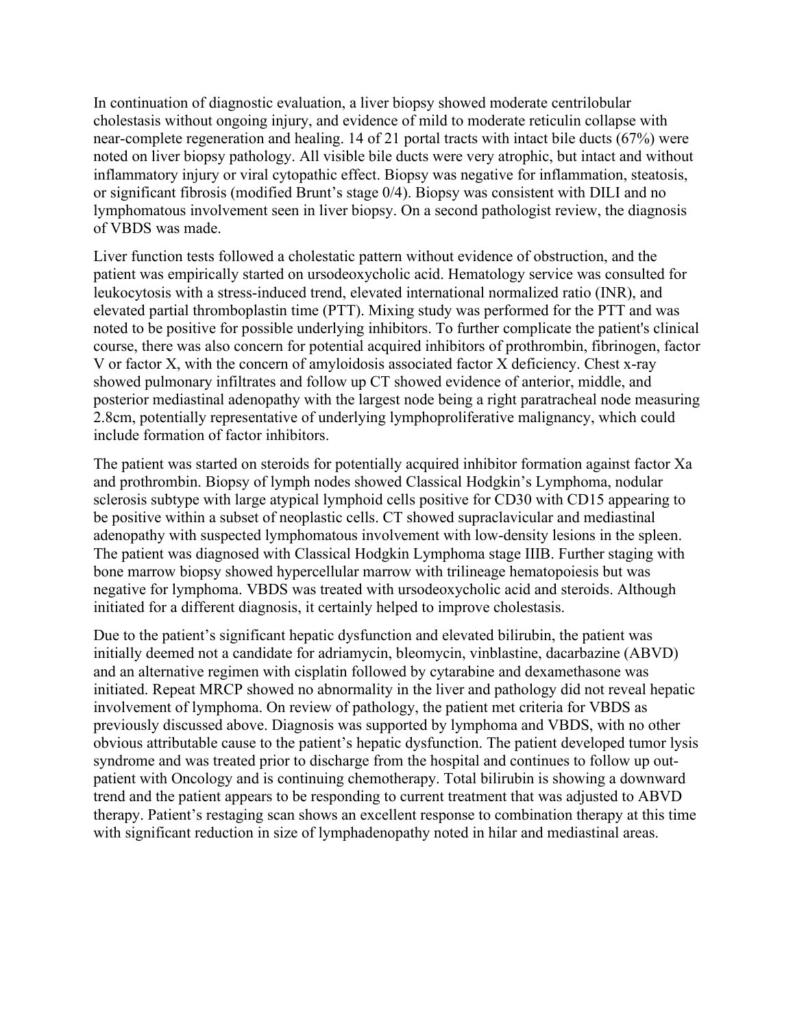In continuation of diagnostic evaluation, a liver biopsy showed moderate centrilobular cholestasis without ongoing injury, and evidence of mild to moderate reticulin collapse with near-complete regeneration and healing. 14 of 21 portal tracts with intact bile ducts (67%) were noted on liver biopsy pathology. All visible bile ducts were very atrophic, but intact and without inflammatory injury or viral cytopathic effect. Biopsy was negative for inflammation, steatosis, or significant fibrosis (modified Brunt's stage 0/4). Biopsy was consistent with DILI and no lymphomatous involvement seen in liver biopsy. On a second pathologist review, the diagnosis of VBDS was made.

Liver function tests followed a cholestatic pattern without evidence of obstruction, and the patient was empirically started on ursodeoxycholic acid. Hematology service was consulted for leukocytosis with a stress-induced trend, elevated international normalized ratio (INR), and elevated partial thromboplastin time (PTT). Mixing study was performed for the PTT and was noted to be positive for possible underlying inhibitors. To further complicate the patient's clinical course, there was also concern for potential acquired inhibitors of prothrombin, fibrinogen, factor V or factor X, with the concern of amyloidosis associated factor X deficiency. Chest x-ray showed pulmonary infiltrates and follow up CT showed evidence of anterior, middle, and posterior mediastinal adenopathy with the largest node being a right paratracheal node measuring 2.8cm, potentially representative of underlying lymphoproliferative malignancy, which could include formation of factor inhibitors.

The patient was started on steroids for potentially acquired inhibitor formation against factor Xa and prothrombin. Biopsy of lymph nodes showed Classical Hodgkin's Lymphoma, nodular sclerosis subtype with large atypical lymphoid cells positive for CD30 with CD15 appearing to be positive within a subset of neoplastic cells. CT showed supraclavicular and mediastinal adenopathy with suspected lymphomatous involvement with low-density lesions in the spleen. The patient was diagnosed with Classical Hodgkin Lymphoma stage IIIB. Further staging with bone marrow biopsy showed hypercellular marrow with trilineage hematopoiesis but was negative for lymphoma. VBDS was treated with ursodeoxycholic acid and steroids. Although initiated for a different diagnosis, it certainly helped to improve cholestasis.

Due to the patient's significant hepatic dysfunction and elevated bilirubin, the patient was initially deemed not a candidate for adriamycin, bleomycin, vinblastine, dacarbazine (ABVD) and an alternative regimen with cisplatin followed by cytarabine and dexamethasone was initiated. Repeat MRCP showed no abnormality in the liver and pathology did not reveal hepatic involvement of lymphoma. On review of pathology, the patient met criteria for VBDS as previously discussed above. Diagnosis was supported by lymphoma and VBDS, with no other obvious attributable cause to the patient's hepatic dysfunction. The patient developed tumor lysis syndrome and was treated prior to discharge from the hospital and continues to follow up out-patient with Oncology and is continuing chemotherapy. Total bilirubin is showing a downward trend and the patient appears to be responding to current treatment that was adjusted to ABVD therapy. Patient's restaging scan shows an excellent response to combination therapy at this time with significant reduction in size of lymphadenopathy noted in hilar and mediastinal areas.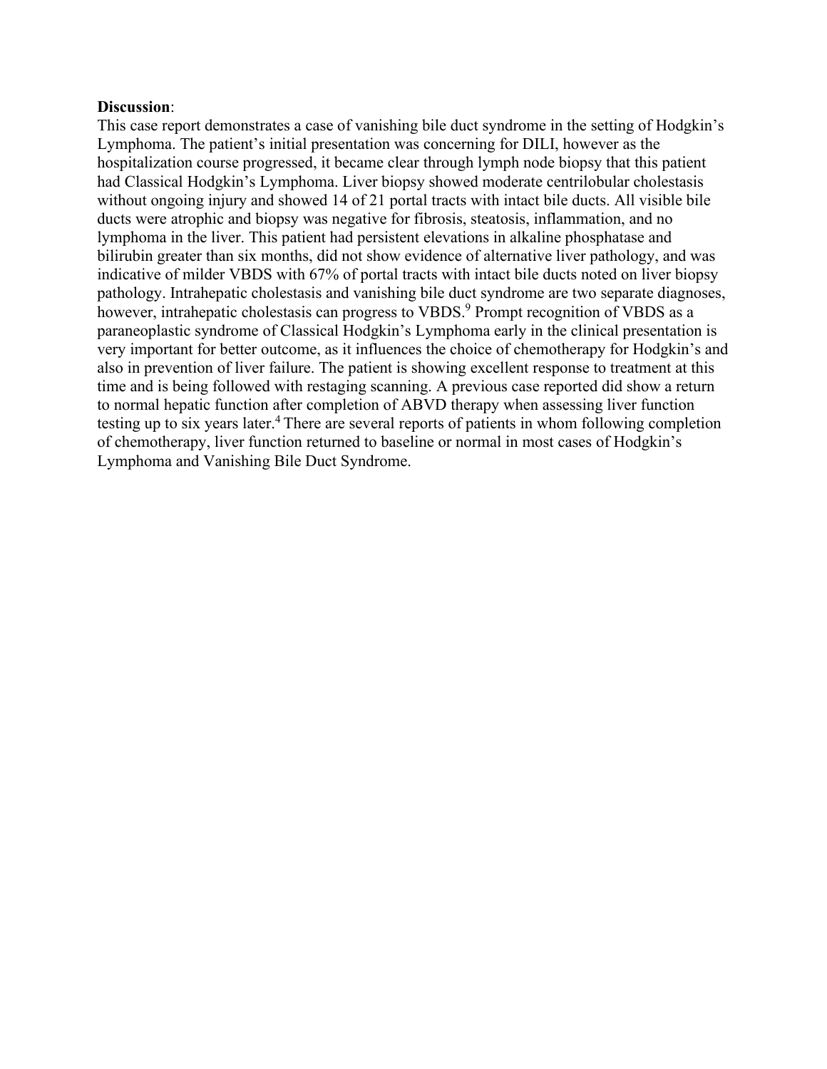**Discussion**:

This case report demonstrates a case of vanishing bile duct syndrome in the setting of Hodgkin's Lymphoma. The patient's initial presentation was concerning for DILI, however as the hospitalization course progressed, it became clear through lymph node biopsy that this patient had Classical Hodgkin's Lymphoma. Liver biopsy showed moderate centrilobular cholestasis without ongoing injury and showed 14 of 21 portal tracts with intact bile ducts. All visible bile ducts were atrophic and biopsy was negative for fibrosis, steatosis, inflammation, and no lymphoma in the liver. This patient had persistent elevations in alkaline phosphatase and bilirubin greater than six months, did not show evidence of alternative liver pathology, and was indicative of milder VBDS with 67% of portal tracts with intact bile ducts noted on liver biopsy pathology. Intrahepatic cholestasis and vanishing bile duct syndrome are two separate diagnoses, however, intrahepatic cholestasis can progress to VBDS.[9] Prompt recognition of VBDS as a paraneoplastic syndrome of Classical Hodgkin's Lymphoma early in the clinical presentation is very important for better outcome, as it influences the choice of chemotherapy for Hodgkin's and also in prevention of liver failure. The patient is showing excellent response to treatment at this time and is being followed with restaging scanning. A previous case reported did show a return to normal hepatic function after completion of ABVD therapy when assessing liver function testing up to six years later.[4] There are several reports of patients in whom following completion of chemotherapy, liver function returned to baseline or normal in most cases of Hodgkin's Lymphoma and Vanishing Bile Duct Syndrome.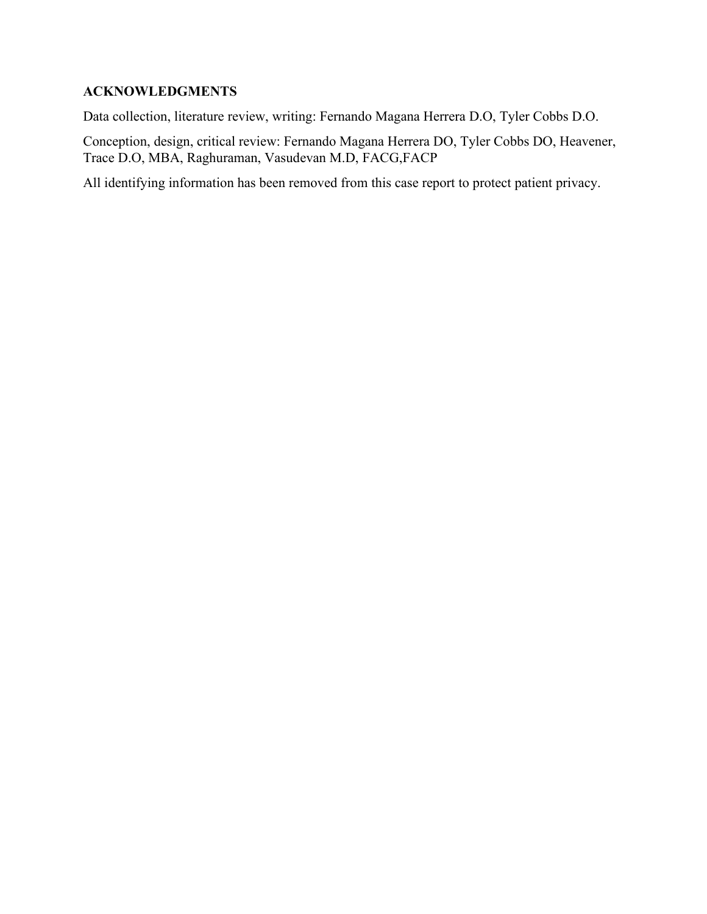## ACKNOWLEDGMENTS

Data collection, literature review, writing: Fernando Magana Herrera D.O, Tyler Cobbs D.O.

Conception, design, critical review: Fernando Magana Herrera DO, Tyler Cobbs DO, Heavener, Trace D.O, MBA, Raghuraman, Vasudevan M.D, FACG,FACP

All identifying information has been removed from this case report to protect patient privacy.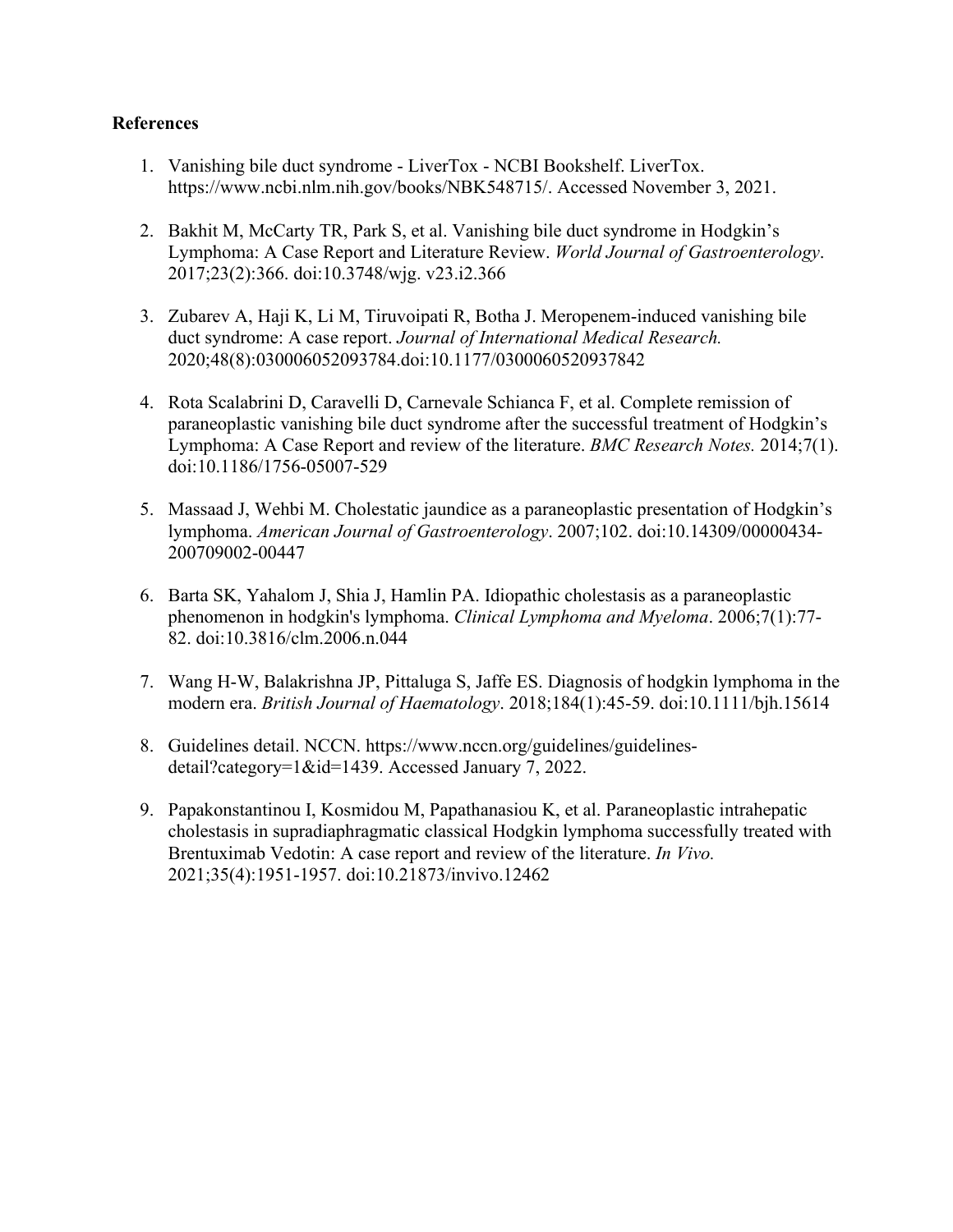**References**

1. Vanishing bile duct syndrome - LiverTox - NCBI Bookshelf. LiverTox. https://www.ncbi.nlm.nih.gov/books/NBK548715/. Accessed November 3, 2021.

2. Bakhit M, McCarty TR, Park S, et al. Vanishing bile duct syndrome in Hodgkin's Lymphoma: A Case Report and Literature Review. *World Journal of Gastroenterology*. 2017;23(2):366. doi:10.3748/wjg. v23.i2.366

3. Zubarev A, Haji K, Li M, Tiruvoipati R, Botha J. Meropenem-induced vanishing bile duct syndrome: A case report. *Journal of International Medical Research.* 2020;48(8):030006052093784.doi:10.1177/0300060520937842

4. Rota Scalabrini D, Caravelli D, Carnevale Schianca F, et al. Complete remission of paraneoplastic vanishing bile duct syndrome after the successful treatment of Hodgkin's Lymphoma: A Case Report and review of the literature. *BMC Research Notes.* 2014;7(1). doi:10.1186/1756-05007-529

5. Massaad J, Wehbi M. Cholestatic jaundice as a paraneoplastic presentation of Hodgkin's lymphoma. *American Journal of Gastroenterology*. 2007;102. doi:10.14309/00000434-200709002-00447

6. Barta SK, Yahalom J, Shia J, Hamlin PA. Idiopathic cholestasis as a paraneoplastic phenomenon in hodgkin's lymphoma. *Clinical Lymphoma and Myeloma*. 2006;7(1):77-82. doi:10.3816/clm.2006.n.044

7. Wang H-W, Balakrishna JP, Pittaluga S, Jaffe ES. Diagnosis of hodgkin lymphoma in the modern era. *British Journal of Haematology*. 2018;184(1):45-59. doi:10.1111/bjh.15614

8. Guidelines detail. NCCN. https://www.nccn.org/guidelines/guidelines-detail?category=1&id=1439. Accessed January 7, 2022.

9. Papakonstantinou I, Kosmidou M, Papathanasiou K, et al. Paraneoplastic intrahepatic cholestasis in supradiaphragmatic classical Hodgkin lymphoma successfully treated with Brentuximab Vedotin: A case report and review of the literature. *In Vivo.* 2021;35(4):1951-1957. doi:10.21873/invivo.12462